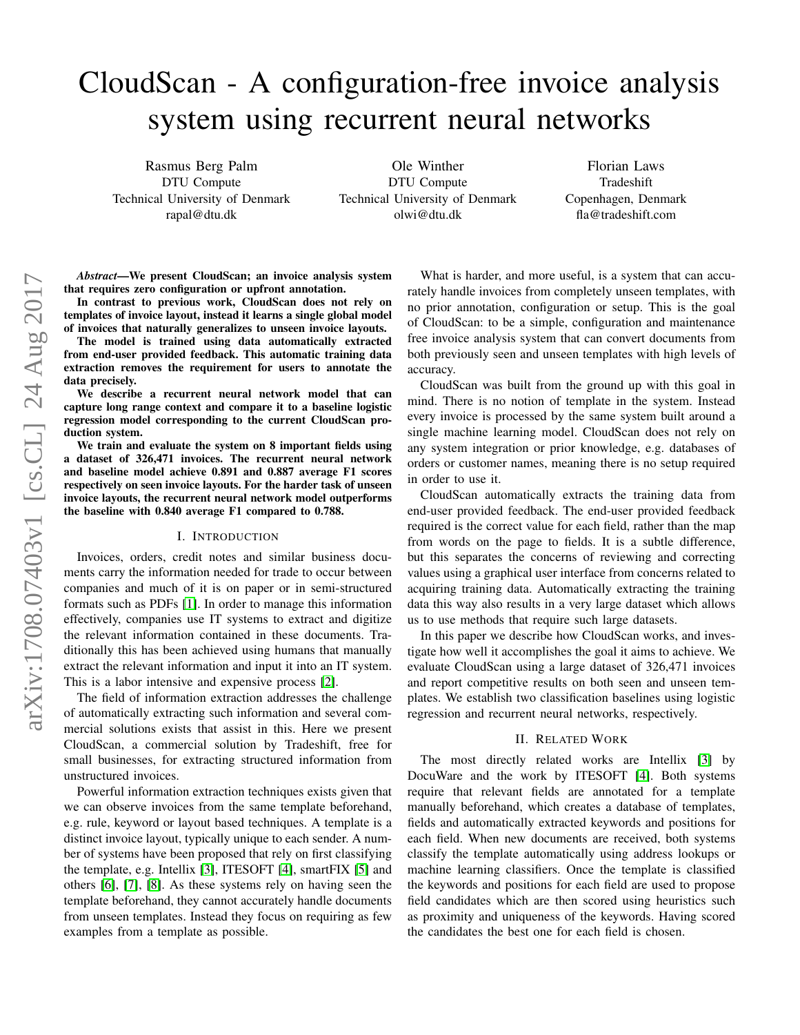# CloudScan - A configuration-free invoice analysis system using recurrent neural networks

Rasmus Berg Palm
DTU Compute
Technical University of Denmark
rapal@dtu.dk

Ole Winther
DTU Compute
Technical University of Denmark
olwi@dtu.dk

Florian Laws
Tradeshift
Copenhagen, Denmark
fla@tradeshift.com

***Abstract*—We present CloudScan; an invoice analysis system that requires zero configuration or upfront annotation.**

**In contrast to previous work, CloudScan does not rely on templates of invoice layout, instead it learns a single global model of invoices that naturally generalizes to unseen invoice layouts.**

**The model is trained using data automatically extracted from end-user provided feedback. This automatic training data extraction removes the requirement for users to annotate the data precisely.**

**We describe a recurrent neural network model that can capture long range context and compare it to a baseline logistic regression model corresponding to the current CloudScan production system.**

**We train and evaluate the system on 8 important fields using a dataset of 326,471 invoices. The recurrent neural network and baseline model achieve 0.891 and 0.887 average F1 scores respectively on seen invoice layouts. For the harder task of unseen invoice layouts, the recurrent neural network model outperforms the baseline with 0.840 average F1 compared to 0.788.**

## I. Introduction

Invoices, orders, credit notes and similar business documents carry the information needed for trade to occur between companies and much of it is on paper or in semi-structured formats such as PDFs [1]. In order to manage this information effectively, companies use IT systems to extract and digitize the relevant information contained in these documents. Traditionally this has been achieved using humans that manually extract the relevant information and input it into an IT system. This is a labor intensive and expensive process [2].

The field of information extraction addresses the challenge of automatically extracting such information and several commercial solutions exists that assist in this. Here we present CloudScan, a commercial solution by Tradeshift, free for small businesses, for extracting structured information from unstructured invoices.

Powerful information extraction techniques exists given that we can observe invoices from the same template beforehand, e.g. rule, keyword or layout based techniques. A template is a distinct invoice layout, typically unique to each sender. A number of systems have been proposed that rely on first classifying the template, e.g. Intellix [3], ITESOFT [4], smartFIX [5] and others [6], [7], [8]. As these systems rely on having seen the template beforehand, they cannot accurately handle documents from unseen templates. Instead they focus on requiring as few examples from a template as possible.

What is harder, and more useful, is a system that can accurately handle invoices from completely unseen templates, with no prior annotation, configuration or setup. This is the goal of CloudScan: to be a simple, configuration and maintenance free invoice analysis system that can convert documents from both previously seen and unseen templates with high levels of accuracy.

CloudScan was built from the ground up with this goal in mind. There is no notion of template in the system. Instead every invoice is processed by the same system built around a single machine learning model. CloudScan does not rely on any system integration or prior knowledge, e.g. databases of orders or customer names, meaning there is no setup required in order to use it.

CloudScan automatically extracts the training data from end-user provided feedback. The end-user provided feedback required is the correct value for each field, rather than the map from words on the page to fields. It is a subtle difference, but this separates the concerns of reviewing and correcting values using a graphical user interface from concerns related to acquiring training data. Automatically extracting the training data this way also results in a very large dataset which allows us to use methods that require such large datasets.

In this paper we describe how CloudScan works, and investigate how well it accomplishes the goal it aims to achieve. We evaluate CloudScan using a large dataset of 326,471 invoices and report competitive results on both seen and unseen templates. We establish two classification baselines using logistic regression and recurrent neural networks, respectively.

## II. Related Work

The most directly related works are Intellix [3] by DocuWare and the work by ITESOFT [4]. Both systems require that relevant fields are annotated for a template manually beforehand, which creates a database of templates, fields and automatically extracted keywords and positions for each field. When new documents are received, both systems classify the template automatically using address lookups or machine learning classifiers. Once the template is classified the keywords and positions for each field are used to propose field candidates which are then scored using heuristics such as proximity and uniqueness of the keywords. Having scored the candidates the best one for each field is chosen.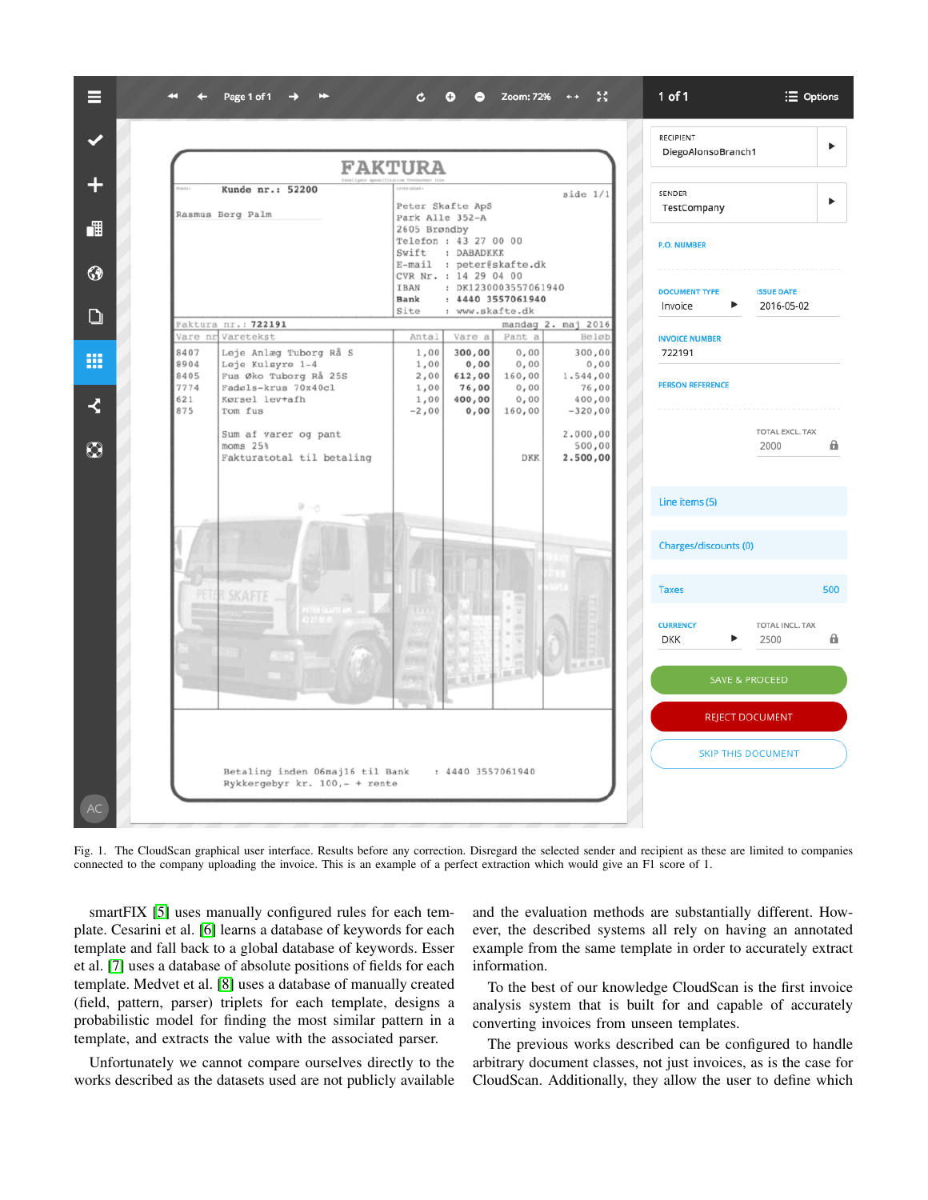Fig. 1. The CloudScan graphical user interface. Results before any correction. Disregard the selected sender and recipient as these are limited to companies connected to the company uploading the invoice. This is an example of a perfect extraction which would give an F1 score of 1.

smartFIX [5] uses manually configured rules for each template. Cesarini et al. [6] learns a database of keywords for each template and fall back to a global database of keywords. Esser et al. [7] uses a database of absolute positions of fields for each template. Medvet et al. [8] uses a database of manually created (field, pattern, parser) triplets for each template, designs a probabilistic model for finding the most similar pattern in a template, and extracts the value with the associated parser.

Unfortunately we cannot compare ourselves directly to the works described as the datasets used are not publicly available and the evaluation methods are substantially different. However, the described systems all rely on having an annotated example from the same template in order to accurately extract information.

To the best of our knowledge CloudScan is the first invoice analysis system that is built for and capable of accurately converting invoices from unseen templates.

The previous works described can be configured to handle arbitrary document classes, not just invoices, as is the case for CloudScan. Additionally, they allow the user to define which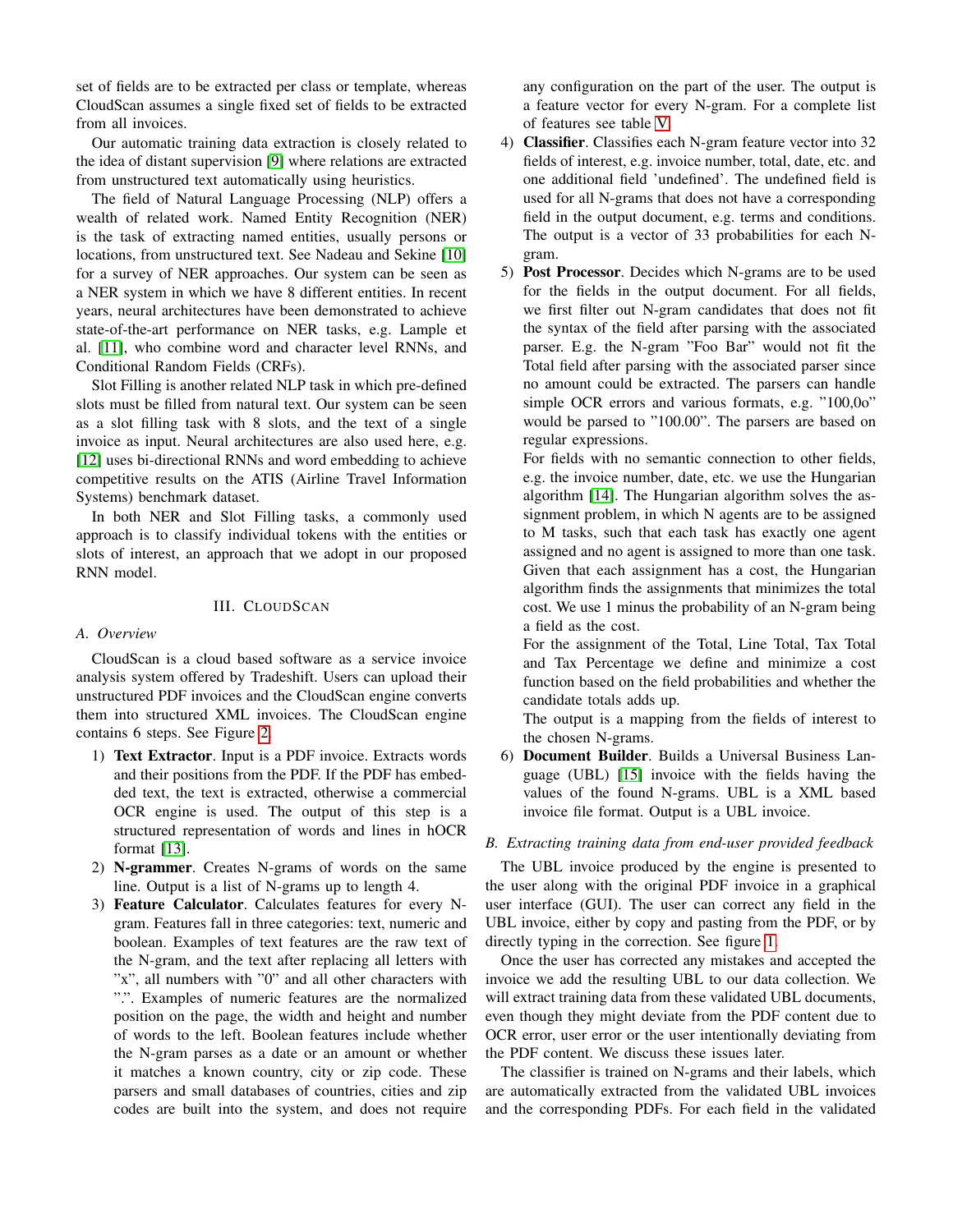set of fields are to be extracted per class or template, whereas CloudScan assumes a single fixed set of fields to be extracted from all invoices.

Our automatic training data extraction is closely related to the idea of distant supervision [9] where relations are extracted from unstructured text automatically using heuristics.

The field of Natural Language Processing (NLP) offers a wealth of related work. Named Entity Recognition (NER) is the task of extracting named entities, usually persons or locations, from unstructured text. See Nadeau and Sekine [10] for a survey of NER approaches. Our system can be seen as a NER system in which we have 8 different entities. In recent years, neural architectures have been demonstrated to achieve state-of-the-art performance on NER tasks, e.g. Lample et al. [11], who combine word and character level RNNs, and Conditional Random Fields (CRFs).

Slot Filling is another related NLP task in which pre-defined slots must be filled from natural text. Our system can be seen as a slot filling task with 8 slots, and the text of a single invoice as input. Neural architectures are also used here, e.g. [12] uses bi-directional RNNs and word embedding to achieve competitive results on the ATIS (Airline Travel Information Systems) benchmark dataset.

In both NER and Slot Filling tasks, a commonly used approach is to classify individual tokens with the entities or slots of interest, an approach that we adopt in our proposed RNN model.

## III. CloudScan

### A. Overview

CloudScan is a cloud based software as a service invoice analysis system offered by Tradeshift. Users can upload their unstructured PDF invoices and the CloudScan engine converts them into structured XML invoices. The CloudScan engine contains 6 steps. See Figure 2.

1) **Text Extractor**. Input is a PDF invoice. Extracts words and their positions from the PDF. If the PDF has embedded text, the text is extracted, otherwise a commercial OCR engine is used. The output of this step is a structured representation of words and lines in hOCR format [13].
2) **N-grammer**. Creates N-grams of words on the same line. Output is a list of N-grams up to length 4.
3) **Feature Calculator**. Calculates features for every N-gram. Features fall in three categories: text, numeric and boolean. Examples of text features are the raw text of the N-gram, and the text after replacing all letters with "x", all numbers with "0" and all other characters with ".". Examples of numeric features are the normalized position on the page, the width and height and number of words to the left. Boolean features include whether the N-gram parses as a date or an amount or whether it matches a known country, city or zip code. These parsers and small databases of countries, cities and zip codes are built into the system, and does not require any configuration on the part of the user. The output is a feature vector for every N-gram. For a complete list of features see table V.
4) **Classifier**. Classifies each N-gram feature vector into 32 fields of interest, e.g. invoice number, total, date, etc. and one additional field 'undefined'. The undefined field is used for all N-grams that does not have a corresponding field in the output document, e.g. terms and conditions. The output is a vector of 33 probabilities for each N-gram.
5) **Post Processor**. Decides which N-grams are to be used for the fields in the output document. For all fields, we first filter out N-gram candidates that does not fit the syntax of the field after parsing with the associated parser. E.g. the N-gram "Foo Bar" would not fit the Total field after parsing with the associated parser since no amount could be extracted. The parsers can handle simple OCR errors and various formats, e.g. "100,0o" would be parsed to "100.00". The parsers are based on regular expressions.
   For fields with no semantic connection to other fields, e.g. the invoice number, date, etc. we use the Hungarian algorithm [14]. The Hungarian algorithm solves the assignment problem, in which N agents are to be assigned to M tasks, such that each task has exactly one agent assigned and no agent is assigned to more than one task. Given that each assignment has a cost, the Hungarian algorithm finds the assignments that minimizes the total cost. We use 1 minus the probability of an N-gram being a field as the cost.
   For the assignment of the Total, Line Total, Tax Total and Tax Percentage we define and minimize a cost function based on the field probabilities and whether the candidate totals adds up.
   The output is a mapping from the fields of interest to the chosen N-grams.
6) **Document Builder**. Builds a Universal Business Language (UBL) [15] invoice with the fields having the values of the found N-grams. UBL is a XML based invoice file format. Output is a UBL invoice.

### B. Extracting training data from end-user provided feedback

The UBL invoice produced by the engine is presented to the user along with the original PDF invoice in a graphical user interface (GUI). The user can correct any field in the UBL invoice, either by copy and pasting from the PDF, or by directly typing in the correction. See figure 1.

Once the user has corrected any mistakes and accepted the invoice we add the resulting UBL to our data collection. We will extract training data from these validated UBL documents, even though they might deviate from the PDF content due to OCR error, user error or the user intentionally deviating from the PDF content. We discuss these issues later.

The classifier is trained on N-grams and their labels, which are automatically extracted from the validated UBL invoices and the corresponding PDFs. For each field in the validated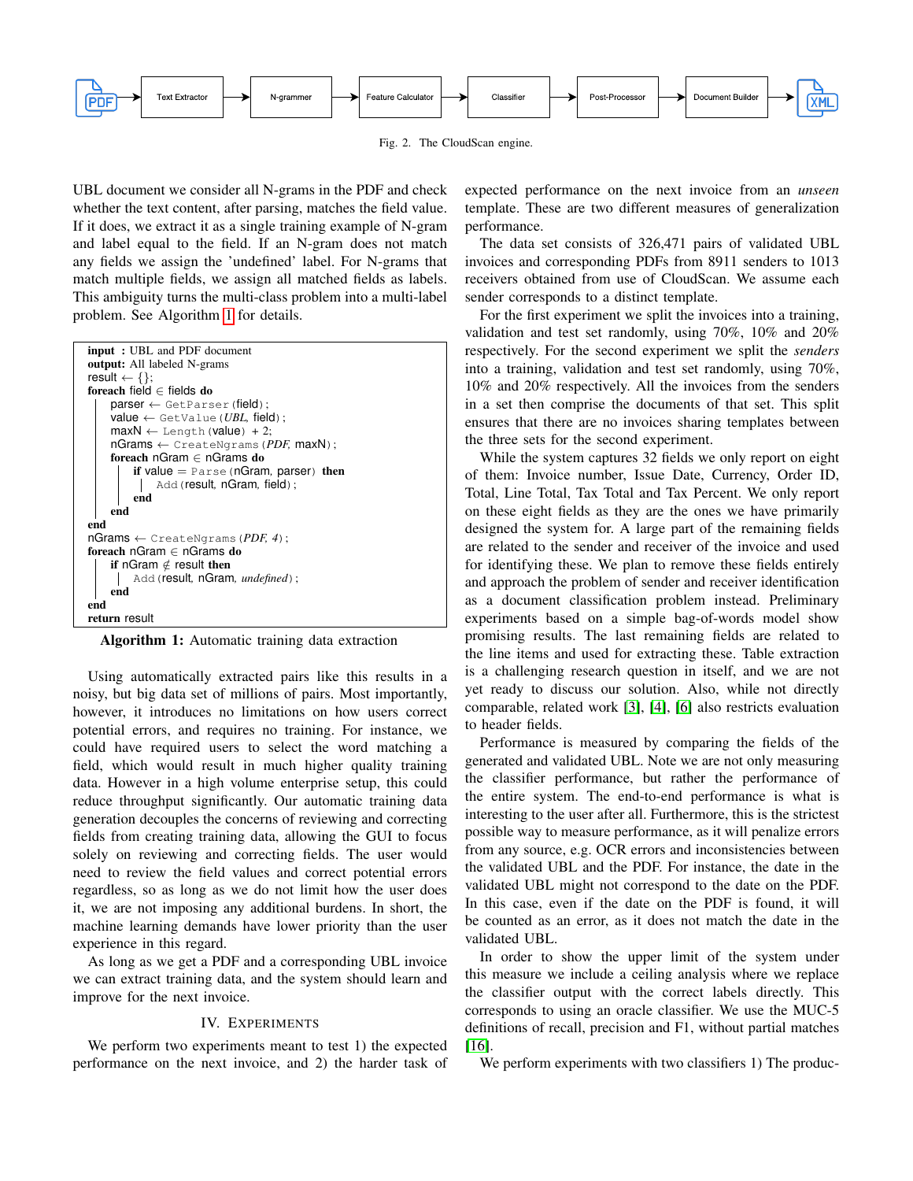PDF → Text Extractor → N-grammer → Feature Calculator → Classifier → Post-Processor → Document Builder → XML

Fig. 2. The CloudScan engine.

UBL document we consider all N-grams in the PDF and check whether the text content, after parsing, matches the field value. If it does, we extract it as a single training example of N-gram and label equal to the field. If an N-gram does not match any fields we assign the 'undefined' label. For N-grams that match multiple fields, we assign all matched fields as labels. This ambiguity turns the multi-class problem into a multi-label problem. See Algorithm 1 for details.

```
input : UBL and PDF document
output: All labeled N-grams
result ← {};
foreach field ∈ fields do
    parser ← GetParser(field);
    value ← GetValue(UBL, field);
    maxN ← Length(value) + 2;
    nGrams ← CreateNgrams(PDF, maxN);
    foreach nGram ∈ nGrams do
        if value = Parse(nGram, parser) then
            Add(result, nGram, field);
        end
    end
end
nGrams ← CreateNgrams(PDF, 4);
foreach nGram ∈ nGrams do
    if nGram ∉ result then
        Add(result, nGram, undefined);
    end
end
return result
```

**Algorithm 1:** Automatic training data extraction

Using automatically extracted pairs like this results in a noisy, but big data set of millions of pairs. Most importantly, however, it introduces no limitations on how users correct potential errors, and requires no training. For instance, we could have required users to select the word matching a field, which would result in much higher quality training data. However in a high volume enterprise setup, this could reduce throughput significantly. Our automatic training data generation decouples the concerns of reviewing and correcting fields from creating training data, allowing the GUI to focus solely on reviewing and correcting fields. The user would need to review the field values and correct potential errors regardless, so as long as we do not limit how the user does it, we are not imposing any additional burdens. In short, the machine learning demands have lower priority than the user experience in this regard.

As long as we get a PDF and a corresponding UBL invoice we can extract training data, and the system should learn and improve for the next invoice.

## IV. Experiments

We perform two experiments meant to test 1) the expected performance on the next invoice, and 2) the harder task of expected performance on the next invoice from an *unseen* template. These are two different measures of generalization performance.

The data set consists of 326,471 pairs of validated UBL invoices and corresponding PDFs from 8911 senders to 1013 receivers obtained from use of CloudScan. We assume each sender corresponds to a distinct template.

For the first experiment we split the invoices into a training, validation and test set randomly, using 70%, 10% and 20% respectively. For the second experiment we split the *senders* into a training, validation and test set randomly, using 70%, 10% and 20% respectively. All the invoices from the senders in a set then comprise the documents of that set. This split ensures that there are no invoices sharing templates between the three sets for the second experiment.

While the system captures 32 fields we only report on eight of them: Invoice number, Issue Date, Currency, Order ID, Total, Line Total, Tax Total and Tax Percent. We only report on these eight fields as they are the ones we have primarily designed the system for. A large part of the remaining fields are related to the sender and receiver of the invoice and used for identifying these. We plan to remove these fields entirely and approach the problem of sender and receiver identification as a document classification problem instead. Preliminary experiments based on a simple bag-of-words model show promising results. The last remaining fields are related to the line items and used for extracting these. Table extraction is a challenging research question in itself, and we are not yet ready to discuss our solution. Also, while not directly comparable, related work [3], [4], [6] also restricts evaluation to header fields.

Performance is measured by comparing the fields of the generated and validated UBL. Note we are not only measuring the classifier performance, but rather the performance of the entire system. The end-to-end performance is what is interesting to the user after all. Furthermore, this is the strictest possible way to measure performance, as it will penalize errors from any source, e.g. OCR errors and inconsistencies between the validated UBL and the PDF. For instance, the date in the validated UBL might not correspond to the date on the PDF. In this case, even if the date on the PDF is found, it will be counted as an error, as it does not match the date in the validated UBL.

In order to show the upper limit of the system under this measure we include a ceiling analysis where we replace the classifier output with the correct labels directly. This corresponds to using an oracle classifier. We use the MUC-5 definitions of recall, precision and F1, without partial matches [16].

We perform experiments with two classifiers 1) The produc-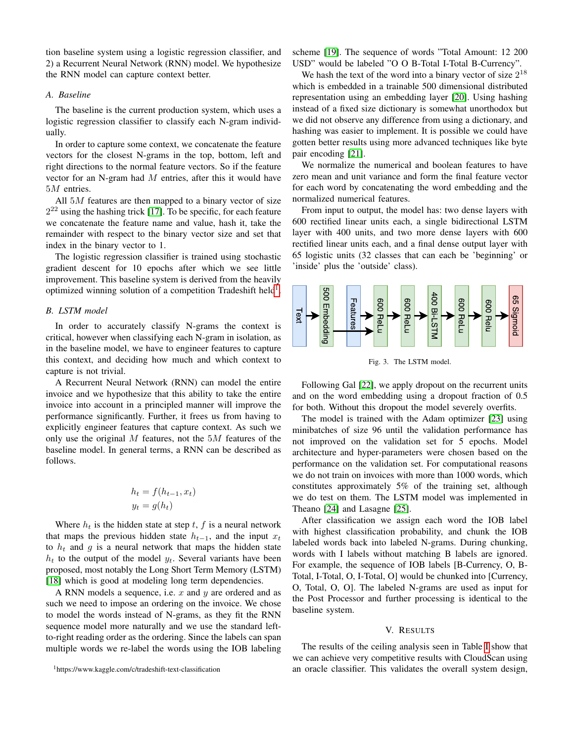tion baseline system using a logistic regression classifier, and 2) a Recurrent Neural Network (RNN) model. We hypothesize the RNN model can capture context better.

### A. Baseline

The baseline is the current production system, which uses a logistic regression classifier to classify each N-gram individually.

In order to capture some context, we concatenate the feature vectors for the closest N-grams in the top, bottom, left and right directions to the normal feature vectors. So if the feature vector for an N-gram had $M$ entries, after this it would have $5M$ entries.

All $5M$ features are then mapped to a binary vector of size $2^{22}$ using the hashing trick [17]. To be specific, for each feature we concatenate the feature name and value, hash it, take the remainder with respect to the binary vector size and set that index in the binary vector to 1.

The logistic regression classifier is trained using stochastic gradient descent for 10 epochs after which we see little improvement. This baseline system is derived from the heavily optimized winning solution of a competition Tradeshift held[1].

### B. LSTM model

In order to accurately classify N-grams the context is critical, however when classifying each N-gram in isolation, as in the baseline model, we have to engineer features to capture this context, and deciding how much and which context to capture is not trivial.

A Recurrent Neural Network (RNN) can model the entire invoice and we hypothesize that this ability to take the entire invoice into account in a principled manner will improve the performance significantly. Further, it frees us from having to explicitly engineer features that capture context. As such we only use the original $M$ features, not the $5M$ features of the baseline model. In general terms, a RNN can be described as follows.

$$
\begin{aligned}
h_t &= f(h_{t-1}, x_t) \\
y_t &= g(h_t)
\end{aligned}
$$

Where $h_t$ is the hidden state at step $t$, $f$ is a neural network that maps the previous hidden state $h_{t-1}$, and the input $x_t$ to $h_t$ and $g$ is a neural network that maps the hidden state $h_t$ to the output of the model $y_t$. Several variants have been proposed, most notably the Long Short Term Memory (LSTM) [18] which is good at modeling long term dependencies.

A RNN models a sequence, i.e. $x$ and $y$ are ordered and as such we need to impose an ordering on the invoice. We chose to model the words instead of N-grams, as they fit the RNN sequence model more naturally and we use the standard left-to-right reading order as the ordering. Since the labels can span multiple words we re-label the words using the IOB labeling scheme [19]. The sequence of words "Total Amount: 12 200 USD" would be labeled "O O B-Total I-Total B-Currency".

We hash the text of the word into a binary vector of size $2^{18}$ which is embedded in a trainable 500 dimensional distributed representation using an embedding layer [20]. Using hashing instead of a fixed size dictionary is somewhat unorthodox but we did not observe any difference from using a dictionary, and hashing was easier to implement. It is possible we could have gotten better results using more advanced techniques like byte pair encoding [21].

We normalize the numerical and boolean features to have zero mean and unit variance and form the final feature vector for each word by concatenating the word embedding and the normalized numerical features.

From input to output, the model has: two dense layers with 600 rectified linear units each, a single bidirectional LSTM layer with 400 units, and two more dense layers with 600 rectified linear units each, and a final dense output layer with 65 logistic units (32 classes that can each be 'beginning' or 'inside' plus the 'outside' class).

Fig. 3. The LSTM model.

Following Gal [22], we apply dropout on the recurrent units and on the word embedding using a dropout fraction of 0.5 for both. Without this dropout the model severely overfits.

The model is trained with the Adam optimizer [23] using minibatches of size 96 until the validation performance has not improved on the validation set for 5 epochs. Model architecture and hyper-parameters were chosen based on the performance on the validation set. For computational reasons we do not train on invoices with more than 1000 words, which constitutes approximately 5% of the training set, although we do test on them. The LSTM model was implemented in Theano [24] and Lasagne [25].

After classification we assign each word the IOB label with highest classification probability, and chunk the IOB labeled words back into labeled N-grams. During chunking, words with I labels without matching B labels are ignored. For example, the sequence of IOB labels [B-Currency, O, B-Total, I-Total, O, I-Total, O] would be chunked into [Currency, O, Total, O, O]. The labeled N-grams are used as input for the Post Processor and further processing is identical to the baseline system.

## V. Results

The results of the ceiling analysis seen in Table I show that we can achieve very competitive results with CloudScan using an oracle classifier. This validates the overall system design,

[1] https://www.kaggle.com/c/tradeshift-text-classification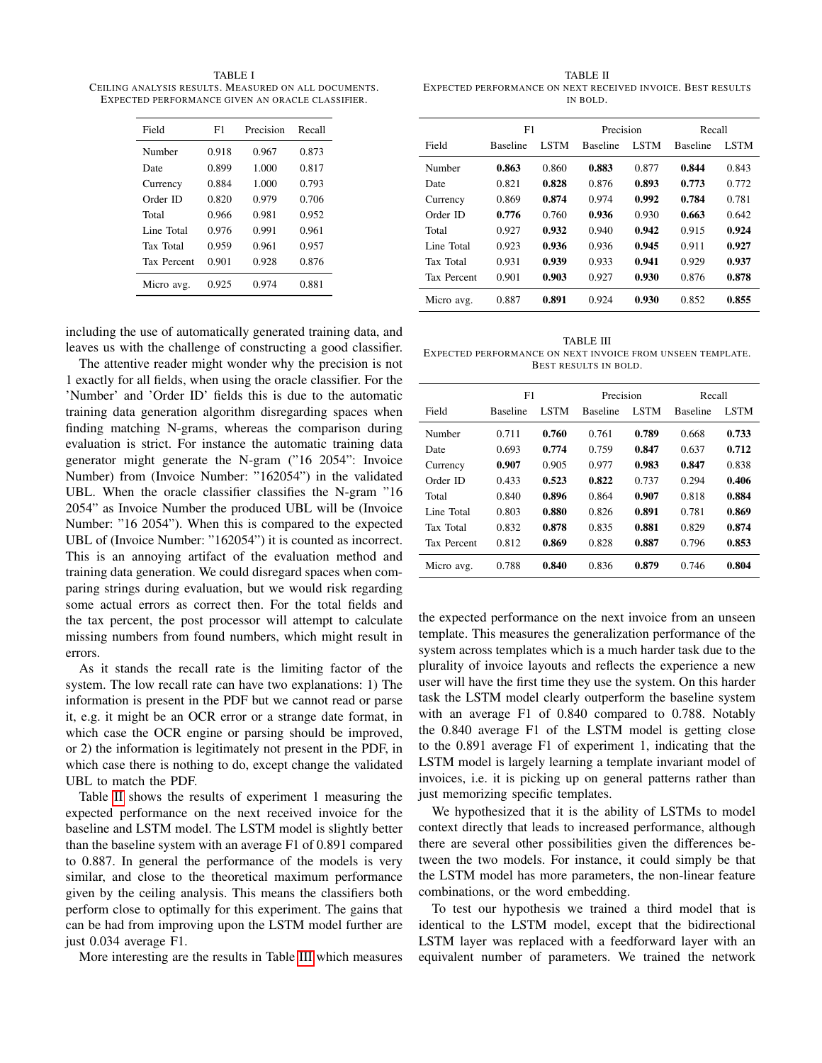TABLE I
CEILING ANALYSIS RESULTS. MEASURED ON ALL DOCUMENTS. EXPECTED PERFORMANCE GIVEN AN ORACLE CLASSIFIER.

| Field | F1 | Precision | Recall |
|---|---|---|---|
| Number | 0.918 | 0.967 | 0.873 |
| Date | 0.899 | 1.000 | 0.817 |
| Currency | 0.884 | 1.000 | 0.793 |
| Order ID | 0.820 | 0.979 | 0.706 |
| Total | 0.966 | 0.981 | 0.952 |
| Line Total | 0.976 | 0.991 | 0.961 |
| Tax Total | 0.959 | 0.961 | 0.957 |
| Tax Percent | 0.901 | 0.928 | 0.876 |
| Micro avg. | 0.925 | 0.974 | 0.881 |

including the use of automatically generated training data, and leaves us with the challenge of constructing a good classifier.

The attentive reader might wonder why the precision is not 1 exactly for all fields, when using the oracle classifier. For the 'Number' and 'Order ID' fields this is due to the automatic training data generation algorithm disregarding spaces when finding matching N-grams, whereas the comparison during evaluation is strict. For instance the automatic training data generator might generate the N-gram ("16 2054": Invoice Number) from (Invoice Number: "162054") in the validated UBL. When the oracle classifier classifies the N-gram "16 2054" as Invoice Number the produced UBL will be (Invoice Number: "16 2054"). When this is compared to the expected UBL of (Invoice Number: "162054") it is counted as incorrect. This is an annoying artifact of the evaluation method and training data generation. We could disregard spaces when comparing strings during evaluation, but we would risk regarding some actual errors as correct then. For the total fields and the tax percent, the post processor will attempt to calculate missing numbers from found numbers, which might result in errors.

As it stands the recall rate is the limiting factor of the system. The low recall rate can have two explanations: 1) The information is present in the PDF but we cannot read or parse it, e.g. it might be an OCR error or a strange date format, in which case the OCR engine or parsing should be improved, or 2) the information is legitimately not present in the PDF, in which case there is nothing to do, except change the validated UBL to match the PDF.

Table II shows the results of experiment 1 measuring the expected performance on the next received invoice for the baseline and LSTM model. The LSTM model is slightly better than the baseline system with an average F1 of 0.891 compared to 0.887. In general the performance of the models is very similar, and close to the theoretical maximum performance given by the ceiling analysis. This means the classifiers both perform close to optimally for this experiment. The gains that can be had from improving upon the LSTM model further are just 0.034 average F1.

More interesting are the results in Table III which measures the expected performance on the next invoice from an unseen template. This measures the generalization performance of the system across templates which is a much harder task due to the plurality of invoice layouts and reflects the experience a new user will have the first time they use the system. On this harder task the LSTM model clearly outperform the baseline system with an average F1 of 0.840 compared to 0.788. Notably the 0.840 average F1 of the LSTM model is getting close to the 0.891 average F1 of experiment 1, indicating that the LSTM model is largely learning a template invariant model of invoices, i.e. it is picking up on general patterns rather than just memorizing specific templates.

TABLE II
EXPECTED PERFORMANCE ON NEXT RECEIVED INVOICE. BEST RESULTS IN BOLD.

| | F1 | | Precision | | Recall | |
|---|---|---|---|---|---|---|
| Field | Baseline | LSTM | Baseline | LSTM | Baseline | LSTM |
| Number | **0.863** | 0.860 | **0.883** | 0.877 | **0.844** | 0.843 |
| Date | 0.821 | **0.828** | 0.876 | **0.893** | **0.773** | 0.772 |
| Currency | 0.869 | **0.874** | 0.974 | **0.992** | **0.784** | 0.781 |
| Order ID | **0.776** | 0.760 | **0.936** | 0.930 | **0.663** | 0.642 |
| Total | 0.927 | **0.932** | 0.940 | **0.942** | 0.915 | **0.924** |
| Line Total | 0.923 | **0.936** | 0.936 | **0.945** | 0.911 | **0.927** |
| Tax Total | 0.931 | **0.939** | 0.933 | **0.941** | 0.929 | **0.937** |
| Tax Percent | 0.901 | **0.903** | 0.927 | **0.930** | 0.876 | **0.878** |
| Micro avg. | 0.887 | **0.891** | 0.924 | **0.930** | 0.852 | **0.855** |

TABLE III
EXPECTED PERFORMANCE ON NEXT INVOICE FROM UNSEEN TEMPLATE. BEST RESULTS IN BOLD.

| | F1 | | Precision | | Recall | |
|---|---|---|---|---|---|---|
| Field | Baseline | LSTM | Baseline | LSTM | Baseline | LSTM |
| Number | 0.711 | **0.760** | 0.761 | **0.789** | 0.668 | **0.733** |
| Date | 0.693 | **0.774** | 0.759 | **0.847** | 0.637 | **0.712** |
| Currency | **0.907** | 0.905 | 0.977 | **0.983** | **0.847** | 0.838 |
| Order ID | 0.433 | **0.523** | **0.822** | 0.737 | 0.294 | **0.406** |
| Total | 0.840 | **0.896** | 0.864 | **0.907** | 0.818 | **0.884** |
| Line Total | 0.803 | **0.880** | 0.826 | **0.891** | 0.781 | **0.869** |
| Tax Total | 0.832 | **0.878** | 0.835 | **0.881** | 0.829 | **0.874** |
| Tax Percent | 0.812 | **0.869** | 0.828 | **0.887** | 0.796 | **0.853** |
| Micro avg. | 0.788 | **0.840** | 0.836 | **0.879** | 0.746 | **0.804** |

We hypothesized that it is the ability of LSTMs to model context directly that leads to increased performance, although there are several other possibilities given the differences between the two models. For instance, it could simply be that the LSTM model has more parameters, the non-linear feature combinations, or the word embedding.

To test our hypothesis we trained a third model that is identical to the LSTM model, except that the bidirectional LSTM layer was replaced with a feedforward layer with an equivalent number of parameters. We trained the network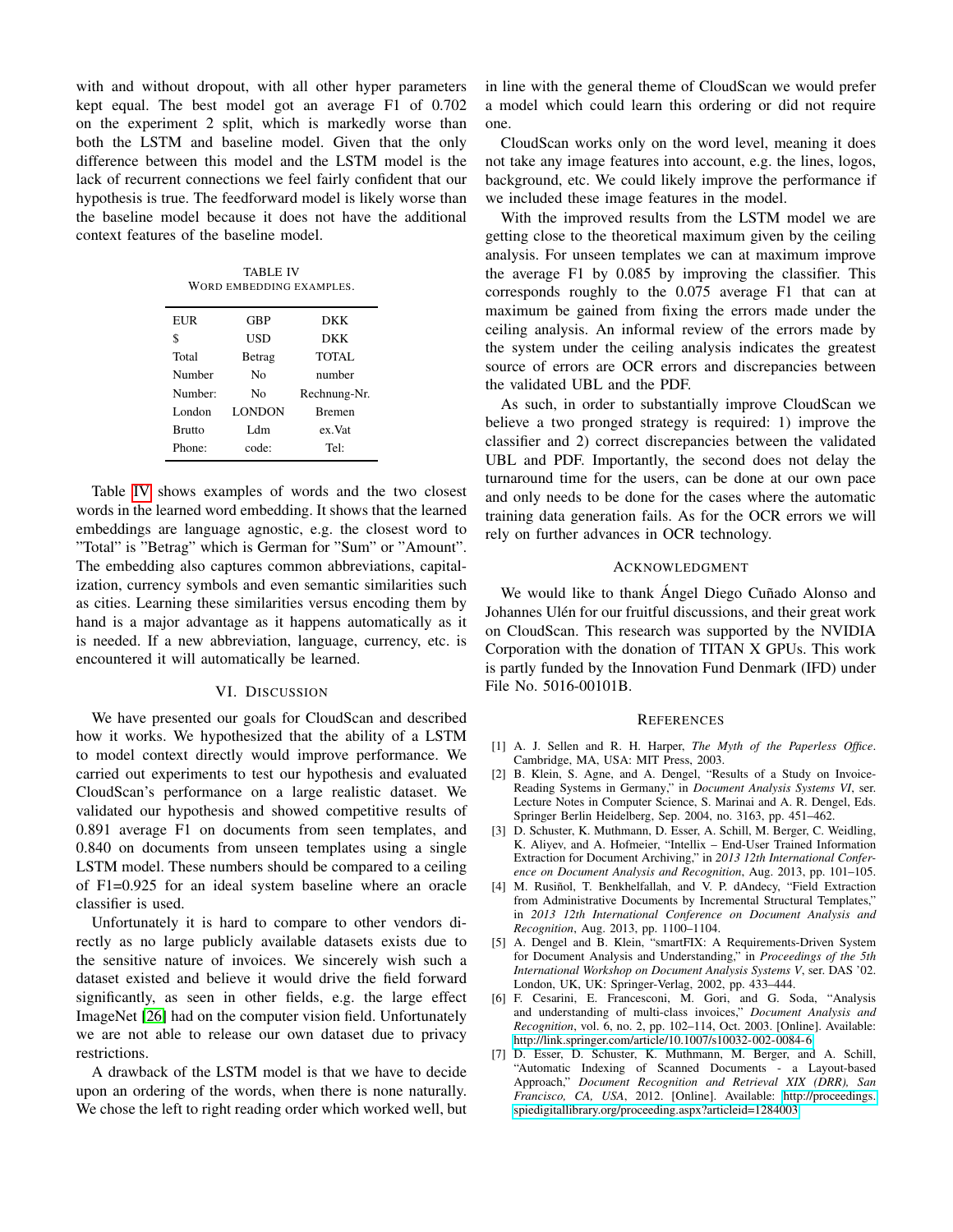with and without dropout, with all other hyper parameters kept equal. The best model got an average F1 of 0.702 on the experiment 2 split, which is markedly worse than both the LSTM and baseline model. Given that the only difference between this model and the LSTM model is the lack of recurrent connections we feel fairly confident that our hypothesis is true. The feedforward model is likely worse than the baseline model because it does not have the additional context features of the baseline model.

TABLE IV
WORD EMBEDDING EXAMPLES.

| | | |
|---|---|---|
| EUR | GBP | DKK |
| $ | USD | DKK |
| Total | Betrag | TOTAL |
| Number | No | number |
| Number: | No | Rechnung-Nr. |
| London | LONDON | Bremen |
| Brutto | Ldm | ex.Vat |
| Phone: | code: | Tel: |

Table IV shows examples of words and the two closest words in the learned word embedding. It shows that the learned embeddings are language agnostic, e.g. the closest word to "Total" is "Betrag" which is German for "Sum" or "Amount". The embedding also captures common abbreviations, capitalization, currency symbols and even semantic similarities such as cities. Learning these similarities versus encoding them by hand is a major advantage as it happens automatically as it is needed. If a new abbreviation, language, currency, etc. is encountered it will automatically be learned.

## VI. Discussion

We have presented our goals for CloudScan and described how it works. We hypothesized that the ability of a LSTM to model context directly would improve performance. We carried out experiments to test our hypothesis and evaluated CloudScan's performance on a large realistic dataset. We validated our hypothesis and showed competitive results of 0.891 average F1 on documents from seen templates, and 0.840 on documents from unseen templates using a single LSTM model. These numbers should be compared to a ceiling of F1=0.925 for an ideal system baseline where an oracle classifier is used.

Unfortunately it is hard to compare to other vendors directly as no large publicly available datasets exists due to the sensitive nature of invoices. We sincerely wish such a dataset existed and believe it would drive the field forward significantly, as seen in other fields, e.g. the large effect ImageNet [26] had on the computer vision field. Unfortunately we are not able to release our own dataset due to privacy restrictions.

A drawback of the LSTM model is that we have to decide upon an ordering of the words, when there is none naturally. We chose the left to right reading order which worked well, but in line with the general theme of CloudScan we would prefer a model which could learn this ordering or did not require one.

CloudScan works only on the word level, meaning it does not take any image features into account, e.g. the lines, logos, background, etc. We could likely improve the performance if we included these image features in the model.

With the improved results from the LSTM model we are getting close to the theoretical maximum given by the ceiling analysis. For unseen templates we can at maximum improve the average F1 by 0.085 by improving the classifier. This corresponds roughly to the 0.075 average F1 that can at maximum be gained from fixing the errors made under the ceiling analysis. An informal review of the errors made by the system under the ceiling analysis indicates the greatest source of errors are OCR errors and discrepancies between the validated UBL and the PDF.

As such, in order to substantially improve CloudScan we believe a two pronged strategy is required: 1) improve the classifier and 2) correct discrepancies between the validated UBL and PDF. Importantly, the second does not delay the turnaround time for the users, can be done at our own pace and only needs to be done for the cases where the automatic training data generation fails. As for the OCR errors we will rely on further advances in OCR technology.

## Acknowledgment

We would like to thank Ángel Diego Cuñado Alonso and Johannes Ulén for our fruitful discussions, and their great work on CloudScan. This research was supported by the NVIDIA Corporation with the donation of TITAN X GPUs. This work is partly funded by the Innovation Fund Denmark (IFD) under File No. 5016-00101B.

## References

[1] A. J. Sellen and R. H. Harper, *The Myth of the Paperless Office*. Cambridge, MA, USA: MIT Press, 2003.

[2] B. Klein, S. Agne, and A. Dengel, "Results of a Study on Invoice-Reading Systems in Germany," in *Document Analysis Systems VI*, ser. Lecture Notes in Computer Science, S. Marinai and A. R. Dengel, Eds. Springer Berlin Heidelberg, Sep. 2004, no. 3163, pp. 451–462.

[3] D. Schuster, K. Muthmann, D. Esser, A. Schill, M. Berger, C. Weidling, K. Aliyev, and A. Hofmeier, "Intellix – End-User Trained Information Extraction for Document Archiving," in *2013 12th International Conference on Document Analysis and Recognition*, Aug. 2013, pp. 101–105.

[4] M. Rusiñol, T. Benkhelfallah, and V. P. dAndecy, "Field Extraction from Administrative Documents by Incremental Structural Templates," in *2013 12th International Conference on Document Analysis and Recognition*, Aug. 2013, pp. 1100–1104.

[5] A. Dengel and B. Klein, "smartFIX: A Requirements-Driven System for Document Analysis and Understanding," in *Proceedings of the 5th International Workshop on Document Analysis Systems V*, ser. DAS '02. London, UK, UK: Springer-Verlag, 2002, pp. 433–444.

[6] F. Cesarini, E. Francesconi, M. Gori, and G. Soda, "Analysis and understanding of multi-class invoices," *Document Analysis and Recognition*, vol. 6, no. 2, pp. 102–114, Oct. 2003. [Online]. Available: http://link.springer.com/article/10.1007/s10032-002-0084-6

[7] D. Esser, D. Schuster, K. Muthmann, M. Berger, and A. Schill, "Automatic Indexing of Scanned Documents - a Layout-based Approach," *Document Recognition and Retrieval XIX (DRR), San Francisco, CA, USA*, 2012. [Online]. Available: http://proceedings.spiedigitallibrary.org/proceeding.aspx?articleid=1284003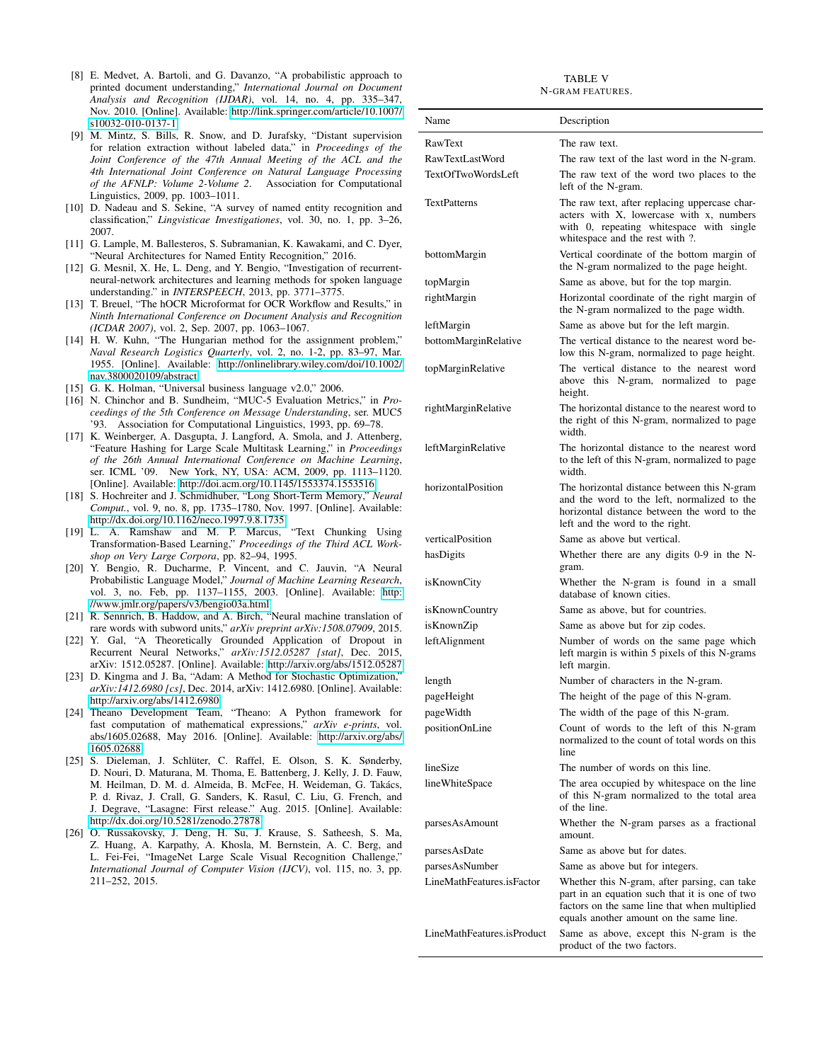[8] E. Medvet, A. Bartoli, and G. Davanzo, "A probabilistic approach to printed document understanding," *International Journal on Document Analysis and Recognition (IJDAR)*, vol. 14, no. 4, pp. 335–347, Nov. 2010. [Online]. Available: http://link.springer.com/article/10.1007/s10032-010-0137-1

[9] M. Mintz, S. Bills, R. Snow, and D. Jurafsky, "Distant supervision for relation extraction without labeled data," in *Proceedings of the Joint Conference of the 47th Annual Meeting of the ACL and the 4th International Joint Conference on Natural Language Processing of the AFNLP: Volume 2-Volume 2*. Association for Computational Linguistics, 2009, pp. 1003–1011.

[10] D. Nadeau and S. Sekine, "A survey of named entity recognition and classification," *Lingvisticae Investigationes*, vol. 30, no. 1, pp. 3–26, 2007.

[11] G. Lample, M. Ballesteros, S. Subramanian, K. Kawakami, and C. Dyer, "Neural Architectures for Named Entity Recognition," 2016.

[12] G. Mesnil, X. He, L. Deng, and Y. Bengio, "Investigation of recurrent-neural-network architectures and learning methods for spoken language understanding." in *INTERSPEECH*, 2013, pp. 3771–3775.

[13] T. Breuel, "The hOCR Microformat for OCR Workflow and Results," in *Ninth International Conference on Document Analysis and Recognition (ICDAR 2007)*, vol. 2, Sep. 2007, pp. 1063–1067.

[14] H. W. Kuhn, "The Hungarian method for the assignment problem," *Naval Research Logistics Quarterly*, vol. 2, no. 1-2, pp. 83–97, Mar. 1955. [Online]. Available: http://onlinelibrary.wiley.com/doi/10.1002/nav.3800020109/abstract

[15] G. K. Holman, "Universal business language v2.0," 2006.

[16] N. Chinchor and B. Sundheim, "MUC-5 Evaluation Metrics," in *Proceedings of the 5th Conference on Message Understanding*, ser. MUC5 '93. Association for Computational Linguistics, 1993, pp. 69–78.

[17] K. Weinberger, A. Dasgupta, J. Langford, A. Smola, and J. Attenberg, "Feature Hashing for Large Scale Multitask Learning," in *Proceedings of the 26th Annual International Conference on Machine Learning*, ser. ICML '09. New York, NY, USA: ACM, 2009, pp. 1113–1120. [Online]. Available: http://doi.acm.org/10.1145/1553374.1553516

[18] S. Hochreiter and J. Schmidhuber, "Long Short-Term Memory," *Neural Comput.*, vol. 9, no. 8, pp. 1735–1780, Nov. 1997. [Online]. Available: http://dx.doi.org/10.1162/neco.1997.9.8.1735

[19] L. A. Ramshaw and M. P. Marcus, "Text Chunking Using Transformation-Based Learning," *Proceedings of the Third ACL Workshop on Very Large Corpora*, pp. 82–94, 1995.

[20] Y. Bengio, R. Ducharme, P. Vincent, and C. Jauvin, "A Neural Probabilistic Language Model," *Journal of Machine Learning Research*, vol. 3, no. Feb, pp. 1137–1155, 2003. [Online]. Available: http://www.jmlr.org/papers/v3/bengio03a.html

[21] R. Sennrich, B. Haddow, and A. Birch, "Neural machine translation of rare words with subword units," *arXiv preprint arXiv:1508.07909*, 2015.

[22] Y. Gal, "A Theoretically Grounded Application of Dropout in Recurrent Neural Networks," *arXiv:1512.05287 [stat]*, Dec. 2015, arXiv: 1512.05287. [Online]. Available: http://arxiv.org/abs/1512.05287

[23] D. Kingma and J. Ba, "Adam: A Method for Stochastic Optimization," *arXiv:1412.6980 [cs]*, Dec. 2014, arXiv: 1412.6980. [Online]. Available: http://arxiv.org/abs/1412.6980

[24] Theano Development Team, "Theano: A Python framework for fast computation of mathematical expressions," *arXiv e-prints*, vol. abs/1605.02688, May 2016. [Online]. Available: http://arxiv.org/abs/1605.02688

[25] S. Dieleman, J. Schlüter, C. Raffel, E. Olson, S. K. Sønderby, D. Nouri, D. Maturana, M. Thoma, E. Battenberg, J. Kelly, J. D. Fauw, M. Heilman, D. M. d. Almeida, B. McFee, H. Weideman, G. Takács, P. d. Rivaz, J. Crall, G. Sanders, K. Rasul, C. Liu, G. French, and J. Degrave, "Lasagne: First release." Aug. 2015. [Online]. Available: http://dx.doi.org/10.5281/zenodo.27878

[26] O. Russakovsky, J. Deng, H. Su, J. Krause, S. Satheesh, S. Ma, Z. Huang, A. Karpathy, A. Khosla, M. Bernstein, A. C. Berg, and L. Fei-Fei, "ImageNet Large Scale Visual Recognition Challenge," *International Journal of Computer Vision (IJCV)*, vol. 115, no. 3, pp. 211–252, 2015.

TABLE V
N-GRAM FEATURES.

| Name | Description |
|---|---|
| RawText | The raw text. |
| RawTextLastWord | The raw text of the last word in the N-gram. |
| TextOfTwoWordsLeft | The raw text of the word two places to the left of the N-gram. |
| TextPatterns | The raw text, after replacing uppercase characters with X, lowercase with x, numbers with 0, repeating whitespace with single whitespace and the rest with ?. |
| bottomMargin | Vertical coordinate of the bottom margin of the N-gram normalized to the page height. |
| topMargin | Same as above, but for the top margin. |
| rightMargin | Horizontal coordinate of the right margin of the N-gram normalized to the page width. |
| leftMargin | Same as above but for the left margin. |
| bottomMarginRelative | The vertical distance to the nearest word below this N-gram, normalized to page height. |
| topMarginRelative | The vertical distance to the nearest word above this N-gram, normalized to page height. |
| rightMarginRelative | The horizontal distance to the nearest word to the right of this N-gram, normalized to page width. |
| leftMarginRelative | The horizontal distance to the nearest word to the left of this N-gram, normalized to page width. |
| horizontalPosition | The horizontal distance between this N-gram and the word to the left, normalized to the horizontal distance between the word to the left and the word to the right. |
| verticalPosition | Same as above but vertical. |
| hasDigits | Whether there are any digits 0-9 in the N-gram. |
| isKnownCity | Whether the N-gram is found in a small database of known cities. |
| isKnownCountry | Same as above, but for countries. |
| isKnownZip | Same as above but for zip codes. |
| leftAlignment | Number of words on the same page which left margin is within 5 pixels of this N-grams left margin. |
| length | Number of characters in the N-gram. |
| pageHeight | The height of the page of this N-gram. |
| pageWidth | The width of the page of this N-gram. |
| positionOnLine | Count of words to the left of this N-gram normalized to the count of total words on this line |
| lineSize | The number of words on this line. |
| lineWhiteSpace | The area occupied by whitespace on the line of this N-gram normalized to the total area of the line. |
| parsesAsAmount | Whether the N-gram parses as a fractional amount. |
| parsesAsDate | Same as above but for dates. |
| parsesAsNumber | Same as above but for integers. |
| LineMathFeatures.isFactor | Whether this N-gram, after parsing, can take part in an equation such that it is one of two factors on the same line that when multiplied equals another amount on the same line. |
| LineMathFeatures.isProduct | Same as above, except this N-gram is the product of the two factors. |